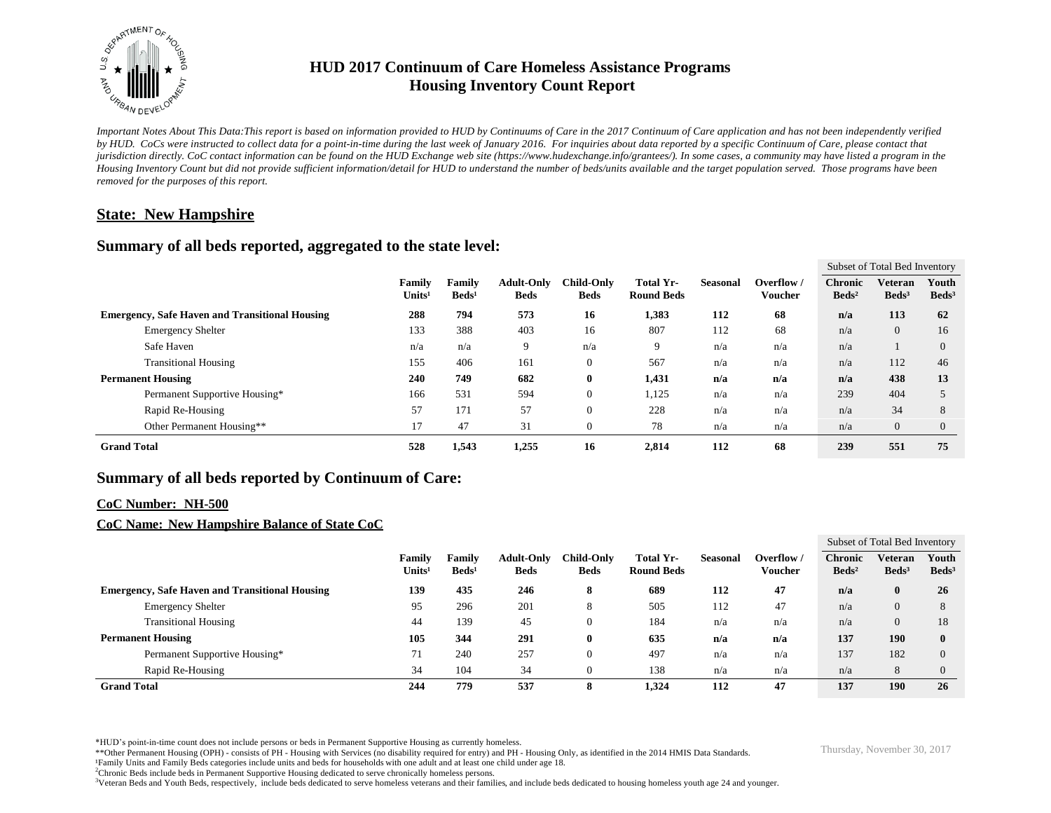# HUD 2017 Continuum of Care Homeless Assistance Programs
# Housing Inventory Count Report

*Important Notes About This Data:This report is based on information provided to HUD by Continuums of Care in the 2017 Continuum of Care application and has not been independently verified by HUD. CoCs were instructed to collect data for a point-in-time during the last week of January 2016. For inquiries about data reported by a specific Continuum of Care, please contact that jurisdiction directly. CoC contact information can be found on the HUD Exchange web site (https://www.hudexchange.info/grantees/). In some cases, a community may have listed a program in the Housing Inventory Count but did not provide sufficient information/detail for HUD to understand the number of beds/units available and the target population served. Those programs have been removed for the purposes of this report.*

## State: New Hampshire

## Summary of all beds reported, aggregated to the state level:

| | Family Units[1] | Family Beds[1] | Adult-Only Beds | Child-Only Beds | Total Yr-Round Beds | Seasonal | Overflow / Voucher | Subset of Total Bed Inventory: Chronic Beds[2] | Veteran Beds[3] | Youth Beds[3] |
|---|---|---|---|---|---|---|---|---|---|---|
| **Emergency, Safe Haven and Transitional Housing** | **288** | **794** | **573** | **16** | **1,383** | **112** | **68** | **n/a** | **113** | **62** |
| Emergency Shelter | 133 | 388 | 403 | 16 | 807 | 112 | 68 | n/a | 0 | 16 |
| Safe Haven | n/a | n/a | 9 | n/a | 9 | n/a | n/a | n/a | 1 | 0 |
| Transitional Housing | 155 | 406 | 161 | 0 | 567 | n/a | n/a | n/a | 112 | 46 |
| **Permanent Housing** | **240** | **749** | **682** | **0** | **1,431** | **n/a** | **n/a** | **n/a** | **438** | **13** |
| Permanent Supportive Housing* | 166 | 531 | 594 | 0 | 1,125 | n/a | n/a | 239 | 404 | 5 |
| Rapid Re-Housing | 57 | 171 | 57 | 0 | 228 | n/a | n/a | n/a | 34 | 8 |
| Other Permanent Housing** | 17 | 47 | 31 | 0 | 78 | n/a | n/a | n/a | 0 | 0 |
| **Grand Total** | **528** | **1,543** | **1,255** | **16** | **2,814** | **112** | **68** | **239** | **551** | **75** |

## Summary of all beds reported by Continuum of Care:

### CoC Number: NH-500

### CoC Name: New Hampshire Balance of State CoC

| | Family Units[1] | Family Beds[1] | Adult-Only Beds | Child-Only Beds | Total Yr-Round Beds | Seasonal | Overflow / Voucher | Subset of Total Bed Inventory: Chronic Beds[2] | Veteran Beds[3] | Youth Beds[3] |
|---|---|---|---|---|---|---|---|---|---|---|
| **Emergency, Safe Haven and Transitional Housing** | **139** | **435** | **246** | **8** | **689** | **112** | **47** | **n/a** | **0** | **26** |
| Emergency Shelter | 95 | 296 | 201 | 8 | 505 | 112 | 47 | n/a | 0 | 8 |
| Transitional Housing | 44 | 139 | 45 | 0 | 184 | n/a | n/a | n/a | 0 | 18 |
| **Permanent Housing** | **105** | **344** | **291** | **0** | **635** | **n/a** | **n/a** | **137** | **190** | **0** |
| Permanent Supportive Housing* | 71 | 240 | 257 | 0 | 497 | n/a | n/a | 137 | 182 | 0 |
| Rapid Re-Housing | 34 | 104 | 34 | 0 | 138 | n/a | n/a | n/a | 8 | 0 |
| **Grand Total** | **244** | **779** | **537** | **8** | **1,324** | **112** | **47** | **137** | **190** | **26** |

*HUD's point-in-time count does not include persons or beds in Permanent Supportive Housing as currently homeless.

**Other Permanent Housing (OPH) - consists of PH - Housing with Services (no disability required for entry) and PH - Housing Only, as identified in the 2014 HMIS Data Standards.

[1]Family Units and Family Beds categories include units and beds for households with one adult and at least one child under age 18.

[2]Chronic Beds include beds in Permanent Supportive Housing dedicated to serve chronically homeless persons.

[3]Veteran Beds and Youth Beds, respectively, include beds dedicated to serve homeless veterans and their families, and include beds dedicated to housing homeless youth age 24 and younger.

Thursday, November 30, 2017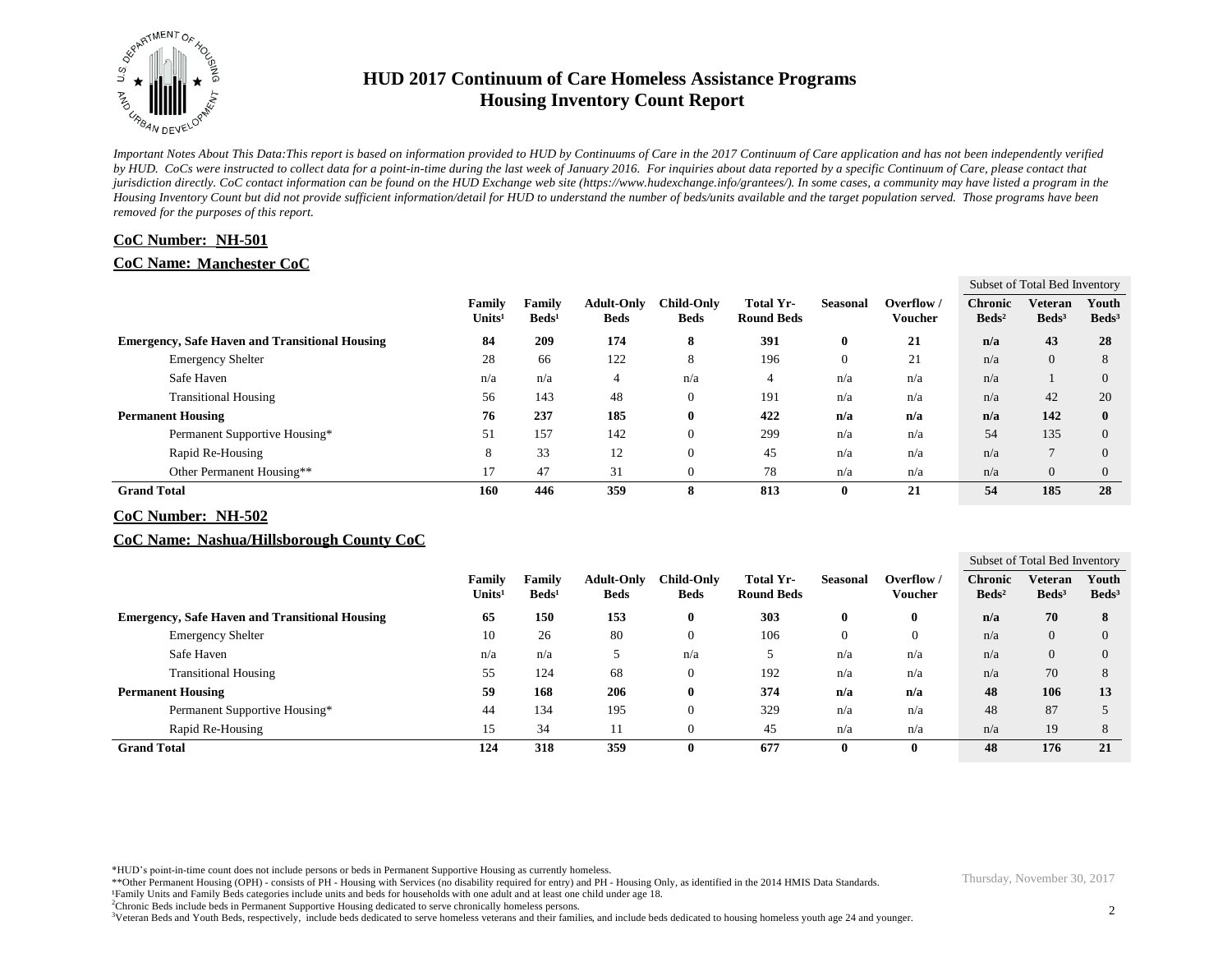# HUD 2017 Continuum of Care Homeless Assistance Programs
## Housing Inventory Count Report

*Important Notes About This Data:This report is based on information provided to HUD by Continuums of Care in the 2017 Continuum of Care application and has not been independently verified by HUD. CoCs were instructed to collect data for a point-in-time during the last week of January 2016. For inquiries about data reported by a specific Continuum of Care, please contact that jurisdiction directly. CoC contact information can be found on the HUD Exchange web site (https://www.hudexchange.info/grantees/). In some cases, a community may have listed a program in the Housing Inventory Count but did not provide sufficient information/detail for HUD to understand the number of beds/units available and the target population served. Those programs have been removed for the purposes of this report.*

**CoC Number: NH-501**

**CoC Name: Manchester CoC**

| | Family Units[1] | Family Beds[1] | Adult-Only Beds | Child-Only Beds | Total Yr-Round Beds | Seasonal | Overflow / Voucher | Subset of Total Bed Inventory: Chronic Beds[2] | Veteran Beds[3] | Youth Beds[3] |
|---|---|---|---|---|---|---|---|---|---|---|
| **Emergency, Safe Haven and Transitional Housing** | **84** | **209** | **174** | **8** | **391** | **0** | **21** | **n/a** | **43** | **28** |
| Emergency Shelter | 28 | 66 | 122 | 8 | 196 | 0 | 21 | n/a | 0 | 8 |
| Safe Haven | n/a | n/a | 4 | n/a | 4 | n/a | n/a | n/a | 1 | 0 |
| Transitional Housing | 56 | 143 | 48 | 0 | 191 | n/a | n/a | n/a | 42 | 20 |
| **Permanent Housing** | **76** | **237** | **185** | **0** | **422** | **n/a** | **n/a** | **n/a** | **142** | **0** |
| Permanent Supportive Housing* | 51 | 157 | 142 | 0 | 299 | n/a | n/a | 54 | 135 | 0 |
| Rapid Re-Housing | 8 | 33 | 12 | 0 | 45 | n/a | n/a | n/a | 7 | 0 |
| Other Permanent Housing** | 17 | 47 | 31 | 0 | 78 | n/a | n/a | n/a | 0 | 0 |
| **Grand Total** | **160** | **446** | **359** | **8** | **813** | **0** | **21** | **54** | **185** | **28** |

**CoC Number: NH-502**

**CoC Name: Nashua/Hillsborough County CoC**

| | Family Units[1] | Family Beds[1] | Adult-Only Beds | Child-Only Beds | Total Yr-Round Beds | Seasonal | Overflow / Voucher | Subset of Total Bed Inventory: Chronic Beds[2] | Veteran Beds[3] | Youth Beds[3] |
|---|---|---|---|---|---|---|---|---|---|---|
| **Emergency, Safe Haven and Transitional Housing** | **65** | **150** | **153** | **0** | **303** | **0** | **0** | **n/a** | **70** | **8** |
| Emergency Shelter | 10 | 26 | 80 | 0 | 106 | 0 | 0 | n/a | 0 | 0 |
| Safe Haven | n/a | n/a | 5 | n/a | 5 | n/a | n/a | n/a | 0 | 0 |
| Transitional Housing | 55 | 124 | 68 | 0 | 192 | n/a | n/a | n/a | 70 | 8 |
| **Permanent Housing** | **59** | **168** | **206** | **0** | **374** | **n/a** | **n/a** | **48** | **106** | **13** |
| Permanent Supportive Housing* | 44 | 134 | 195 | 0 | 329 | n/a | n/a | 48 | 87 | 5 |
| Rapid Re-Housing | 15 | 34 | 11 | 0 | 45 | n/a | n/a | n/a | 19 | 8 |
| **Grand Total** | **124** | **318** | **359** | **0** | **677** | **0** | **0** | **48** | **176** | **21** |

*HUD's point-in-time count does not include persons or beds in Permanent Supportive Housing as currently homeless.

**Other Permanent Housing (OPH) - consists of PH - Housing with Services (no disability required for entry) and PH - Housing Only, as identified in the 2014 HMIS Data Standards.

[1]Family Units and Family Beds categories include units and beds for households with one adult and at least one child under age 18.

[2]Chronic Beds include beds in Permanent Supportive Housing dedicated to serve chronically homeless persons.

[3]Veteran Beds and Youth Beds, respectively, include beds dedicated to serve homeless veterans and their families, and include beds dedicated to housing homeless youth age 24 and younger.

Thursday, November 30, 2017